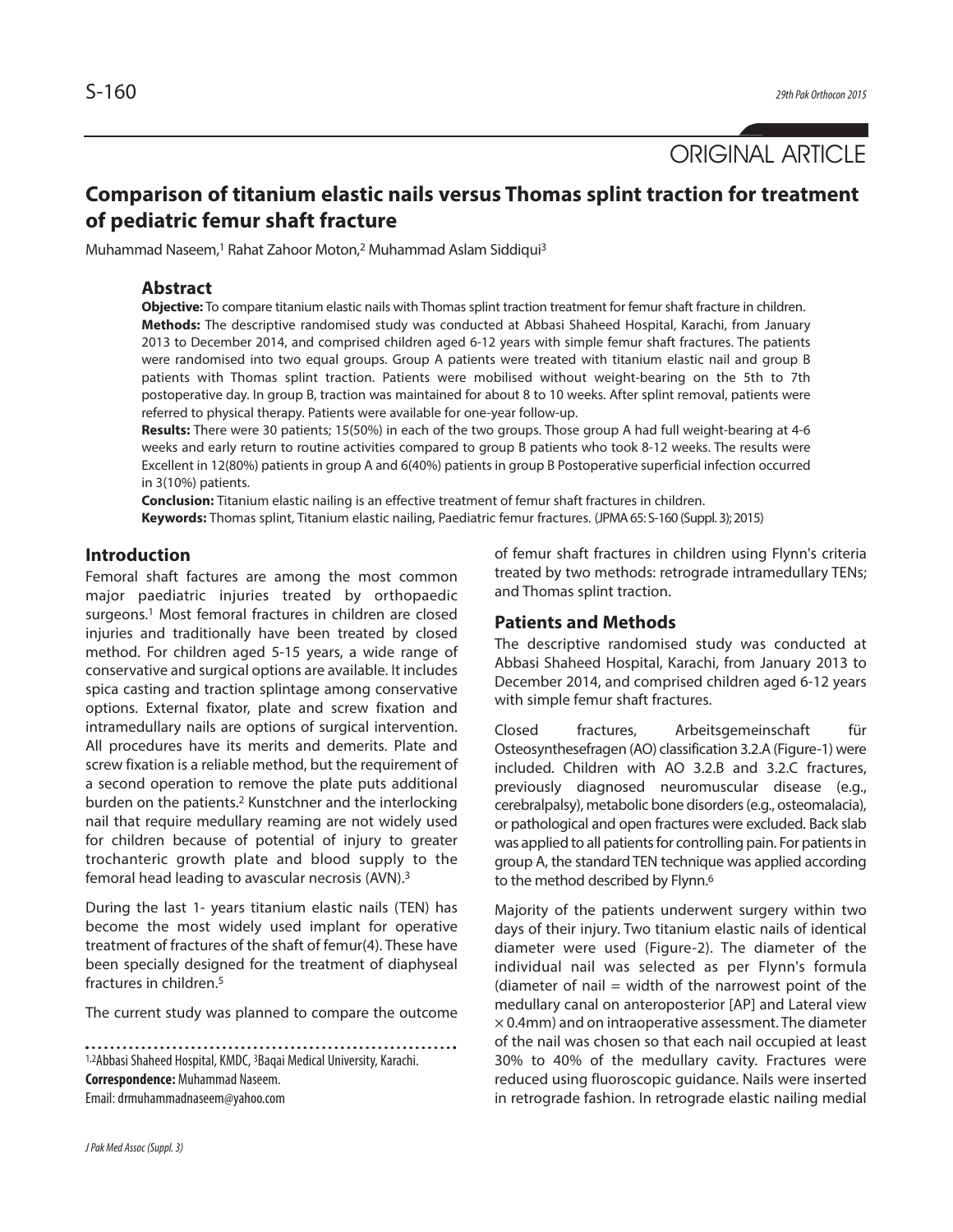ORIGINAL ARTICLE

# Comparison of titanium elastic nails versus Thomas splint traction for treatment of pediatric femur shaft fracture

Muhammad Naseem,[1] Rahat Zahoor Moton,[2] Muhammad Aslam Siddiqui[3]

## Abstract

**Objective:** To compare titanium elastic nails with Thomas splint traction treatment for femur shaft fracture in children.

**Methods:** The descriptive randomised study was conducted at Abbasi Shaheed Hospital, Karachi, from January 2013 to December 2014, and comprised children aged 6-12 years with simple femur shaft fractures. The patients were randomised into two equal groups. Group A patients were treated with titanium elastic nail and group B patients with Thomas splint traction. Patients were mobilised without weight-bearing on the 5th to 7th postoperative day. In group B, traction was maintained for about 8 to 10 weeks. After splint removal, patients were referred to physical therapy. Patients were available for one-year follow-up.

**Results:** There were 30 patients; 15(50%) in each of the two groups. Those group A had full weight-bearing at 4-6 weeks and early return to routine activities compared to group B patients who took 8-12 weeks. The results were Excellent in 12(80%) patients in group A and 6(40%) patients in group B Postoperative superficial infection occurred in 3(10%) patients.

**Conclusion:** Titanium elastic nailing is an effective treatment of femur shaft fractures in children.

**Keywords:** Thomas splint, Titanium elastic nailing, Paediatric femur fractures. (JPMA 65: S-160 (Suppl. 3); 2015)

## Introduction

Femoral shaft factures are among the most common major paediatric injuries treated by orthopaedic surgeons.[1] Most femoral fractures in children are closed injuries and traditionally have been treated by closed method. For children aged 5-15 years, a wide range of conservative and surgical options are available. It includes spica casting and traction splintage among conservative options. External fixator, plate and screw fixation and intramedullary nails are options of surgical intervention. All procedures have its merits and demerits. Plate and screw fixation is a reliable method, but the requirement of a second operation to remove the plate puts additional burden on the patients.[2] Kunstchner and the interlocking nail that require medullary reaming are not widely used for children because of potential of injury to greater trochanteric growth plate and blood supply to the femoral head leading to avascular necrosis (AVN).[3]

During the last 1- years titanium elastic nails (TEN) has become the most widely used implant for operative treatment of fractures of the shaft of femur(4). These have been specially designed for the treatment of diaphyseal fractures in children.[5]

The current study was planned to compare the outcome of femur shaft fractures in children using Flynn's criteria treated by two methods: retrograde intramedullary TENs; and Thomas splint traction.

## Patients and Methods

The descriptive randomised study was conducted at Abbasi Shaheed Hospital, Karachi, from January 2013 to December 2014, and comprised children aged 6-12 years with simple femur shaft fractures.

Closed fractures, Arbeitsgemeinschaft für Osteosynthesefragen (AO) classification 3.2.A (Figure-1) were included. Children with AO 3.2.B and 3.2.C fractures, previously diagnosed neuromuscular disease (e.g., cerebralpalsy), metabolic bone disorders (e.g., osteomalacia), or pathological and open fractures were excluded. Back slab was applied to all patients for controlling pain. For patients in group A, the standard TEN technique was applied according to the method described by Flynn.[6]

Majority of the patients underwent surgery within two days of their injury. Two titanium elastic nails of identical diameter were used (Figure-2). The diameter of the individual nail was selected as per Flynn's formula (diameter of nail = width of the narrowest point of the medullary canal on anteroposterior [AP] and Lateral view $\times$ 0.4mm) and on intraoperative assessment. The diameter of the nail was chosen so that each nail occupied at least 30% to 40% of the medullary cavity. Fractures were reduced using fluoroscopic guidance. Nails were inserted in retrograde fashion. In retrograde elastic nailing medial

[1,2]Abbasi Shaheed Hospital, KMDC, [3]Baqai Medical University, Karachi.

**Correspondence:** Muhammad Naseem.

Email: drmuhammadnaseem@yahoo.com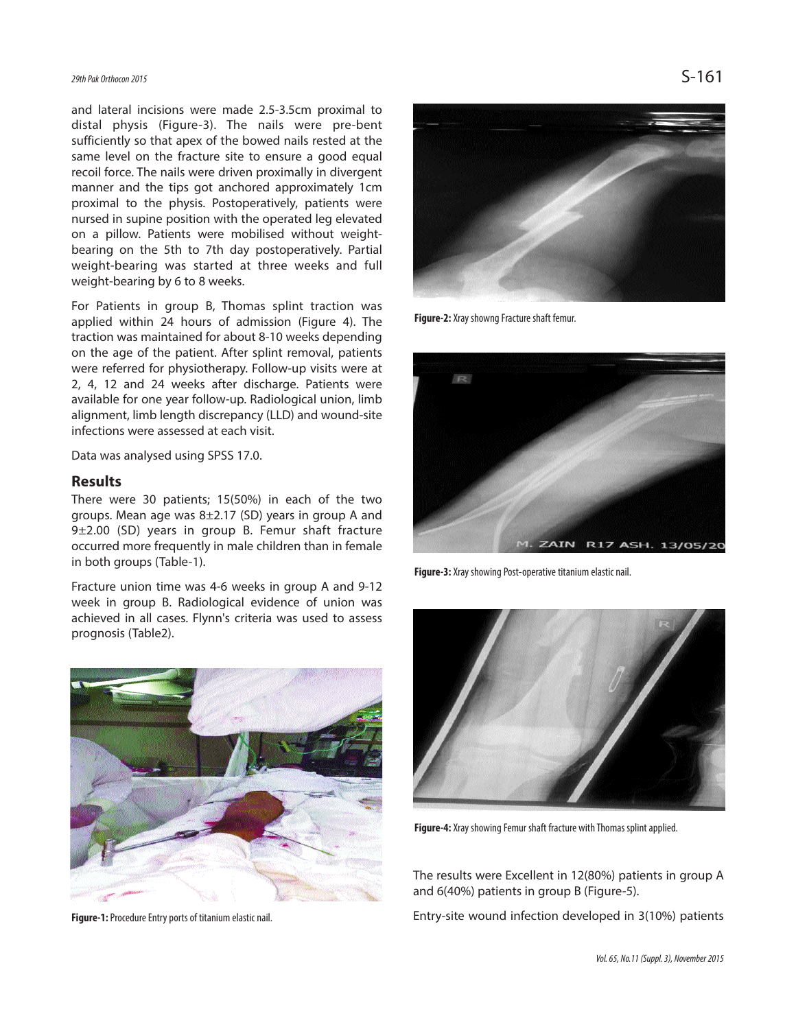and lateral incisions were made 2.5-3.5cm proximal to distal physis (Figure-3). The nails were pre-bent sufficiently so that apex of the bowed nails rested at the same level on the fracture site to ensure a good equal recoil force. The nails were driven proximally in divergent manner and the tips got anchored approximately 1cm proximal to the physis. Postoperatively, patients were nursed in supine position with the operated leg elevated on a pillow. Patients were mobilised without weight-bearing on the 5th to 7th day postoperatively. Partial weight-bearing was started at three weeks and full weight-bearing by 6 to 8 weeks.

For Patients in group B, Thomas splint traction was applied within 24 hours of admission (Figure 4). The traction was maintained for about 8-10 weeks depending on the age of the patient. After splint removal, patients were referred for physiotherapy. Follow-up visits were at 2, 4, 12 and 24 weeks after discharge. Patients were available for one year follow-up. Radiological union, limb alignment, limb length discrepancy (LLD) and wound-site infections were assessed at each visit.

Data was analysed using SPSS 17.0.

## Results

There were 30 patients; 15(50%) in each of the two groups. Mean age was 8±2.17 (SD) years in group A and 9±2.00 (SD) years in group B. Femur shaft fracture occurred more frequently in male children than in female in both groups (Table-1).

Fracture union time was 4-6 weeks in group A and 9-12 week in group B. Radiological evidence of union was achieved in all cases. Flynn's criteria was used to assess prognosis (Table2).

**Figure-1:** Procedure Entry ports of titanium elastic nail.

**Figure-2:** Xray showng Fracture shaft femur.

**Figure-3:** Xray showing Post-operative titanium elastic nail.

**Figure-4:** Xray showing Femur shaft fracture with Thomas splint applied.

The results were Excellent in 12(80%) patients in group A and 6(40%) patients in group B (Figure-5).

Entry-site wound infection developed in 3(10%) patients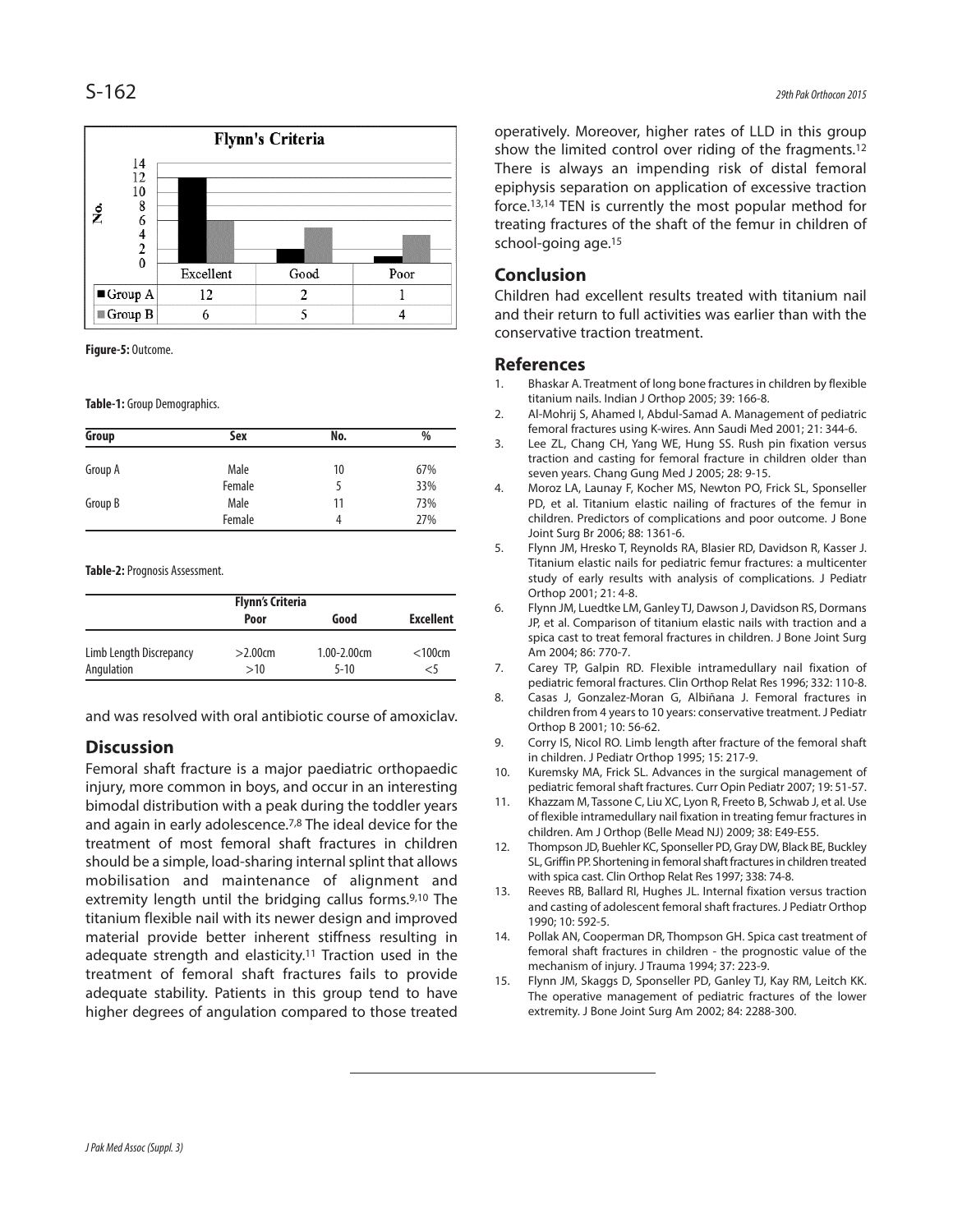Flynn's Criteria

14
12
10
8
6
4
2
0

No.

Excellent Good Poor

Group A 12 2 1

Group B 6 5 4

**Figure-5:** Outcome.

**Table-1:** Group Demographics.

| Group | Sex | No. | % |
|---|---|---|---|
| Group A | Male | 10 | 67% |
| | Female | 5 | 33% |
| Group B | Male | 11 | 73% |
| | Female | 4 | 27% |

**Table-2:** Prognosis Assessment.

| | Flynn's Criteria | | |
|---|---|---|---|
| | Poor | Good | Excellent |
| Limb Length Discrepancy | >2.00cm | 1.00-2.00cm | <100cm |
| Angulation | >10 | 5-10 | <5 |

and was resolved with oral antibiotic course of amoxiclav.

## Discussion

Femoral shaft fracture is a major paediatric orthopaedic injury, more common in boys, and occur in an interesting bimodal distribution with a peak during the toddler years and again in early adolescence.[7,8] The ideal device for the treatment of most femoral shaft fractures in children should be a simple, load-sharing internal splint that allows mobilisation and maintenance of alignment and extremity length until the bridging callus forms.[9,10] The titanium flexible nail with its newer design and improved material provide better inherent stiffness resulting in adequate strength and elasticity.[11] Traction used in the treatment of femoral shaft fractures fails to provide adequate stability. Patients in this group tend to have higher degrees of angulation compared to those treated operatively. Moreover, higher rates of LLD in this group show the limited control over riding of the fragments.[12] There is always an impending risk of distal femoral epiphysis separation on application of excessive traction force.[13,14] TEN is currently the most popular method for treating fractures of the shaft of the femur in children of school-going age.[15]

## Conclusion

Children had excellent results treated with titanium nail and their return to full activities was earlier than with the conservative traction treatment.

## References

1. Bhaskar A. Treatment of long bone fractures in children by flexible titanium nails. Indian J Orthop 2005; 39: 166-8.
2. Al-Mohrij S, Ahamed I, Abdul-Samad A. Management of pediatric femoral fractures using K-wires. Ann Saudi Med 2001; 21: 344-6.
3. Lee ZL, Chang CH, Yang WE, Hung SS. Rush pin fixation versus traction and casting for femoral fracture in children older than seven years. Chang Gung Med J 2005; 28: 9-15.
4. Moroz LA, Launay F, Kocher MS, Newton PO, Frick SL, Sponseller PD, et al. Titanium elastic nailing of fractures of the femur in children. Predictors of complications and poor outcome. J Bone Joint Surg Br 2006; 88: 1361-6.
5. Flynn JM, Hresko T, Reynolds RA, Blasier RD, Davidson R, Kasser J. Titanium elastic nails for pediatric femur fractures: a multicenter study of early results with analysis of complications. J Pediatr Orthop 2001; 21: 4-8.
6. Flynn JM, Luedtke LM, Ganley TJ, Dawson J, Davidson RS, Dormans JP, et al. Comparison of titanium elastic nails with traction and a spica cast to treat femoral fractures in children. J Bone Joint Surg Am 2004; 86: 770-7.
7. Carey TP, Galpin RD. Flexible intramedullary nail fixation of pediatric femoral fractures. Clin Orthop Relat Res 1996; 332: 110-8.
8. Casas J, Gonzalez-Moran G, Albiñana J. Femoral fractures in children from 4 years to 10 years: conservative treatment. J Pediatr Orthop B 2001; 10: 56-62.
9. Corry IS, Nicol RO. Limb length after fracture of the femoral shaft in children. J Pediatr Orthop 1995; 15: 217-9.
10. Kuremsky MA, Frick SL. Advances in the surgical management of pediatric femoral shaft fractures. Curr Opin Pediatr 2007; 19: 51-57.
11. Khazzam M, Tassone C, Liu XC, Lyon R, Freeto B, Schwab J, et al. Use of flexible intramedullary nail fixation in treating femur fractures in children. Am J Orthop (Belle Mead NJ) 2009; 38: E49-E55.
12. Thompson JD, Buehler KC, Sponseller PD, Gray DW, Black BE, Buckley SL, Griffin PP. Shortening in femoral shaft fractures in children treated with spica cast. Clin Orthop Relat Res 1997; 338: 74-8.
13. Reeves RB, Ballard RI, Hughes JL. Internal fixation versus traction and casting of adolescent femoral shaft fractures. J Pediatr Orthop 1990; 10: 592-5.
14. Pollak AN, Cooperman DR, Thompson GH. Spica cast treatment of femoral shaft fractures in children - the prognostic value of the mechanism of injury. J Trauma 1994; 37: 223-9.
15. Flynn JM, Skaggs D, Sponseller PD, Ganley TJ, Kay RM, Leitch KK. The operative management of pediatric fractures of the lower extremity. J Bone Joint Surg Am 2002; 84: 2288-300.